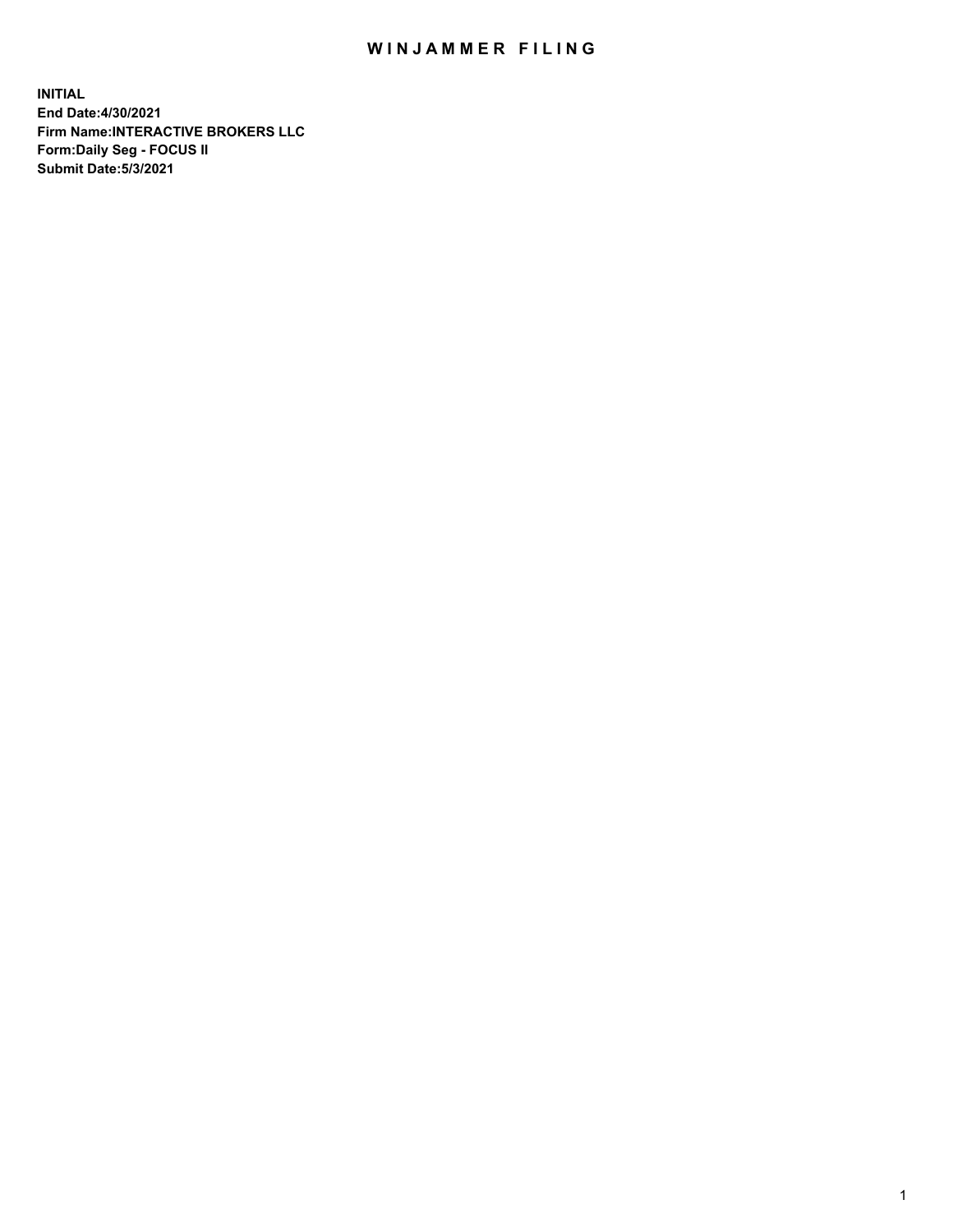# WINJAMMER FILING

**INITIAL**
**End Date:4/30/2021**
**Firm Name:INTERACTIVE BROKERS LLC**
**Form:Daily Seg - FOCUS II**
**Submit Date:5/3/2021**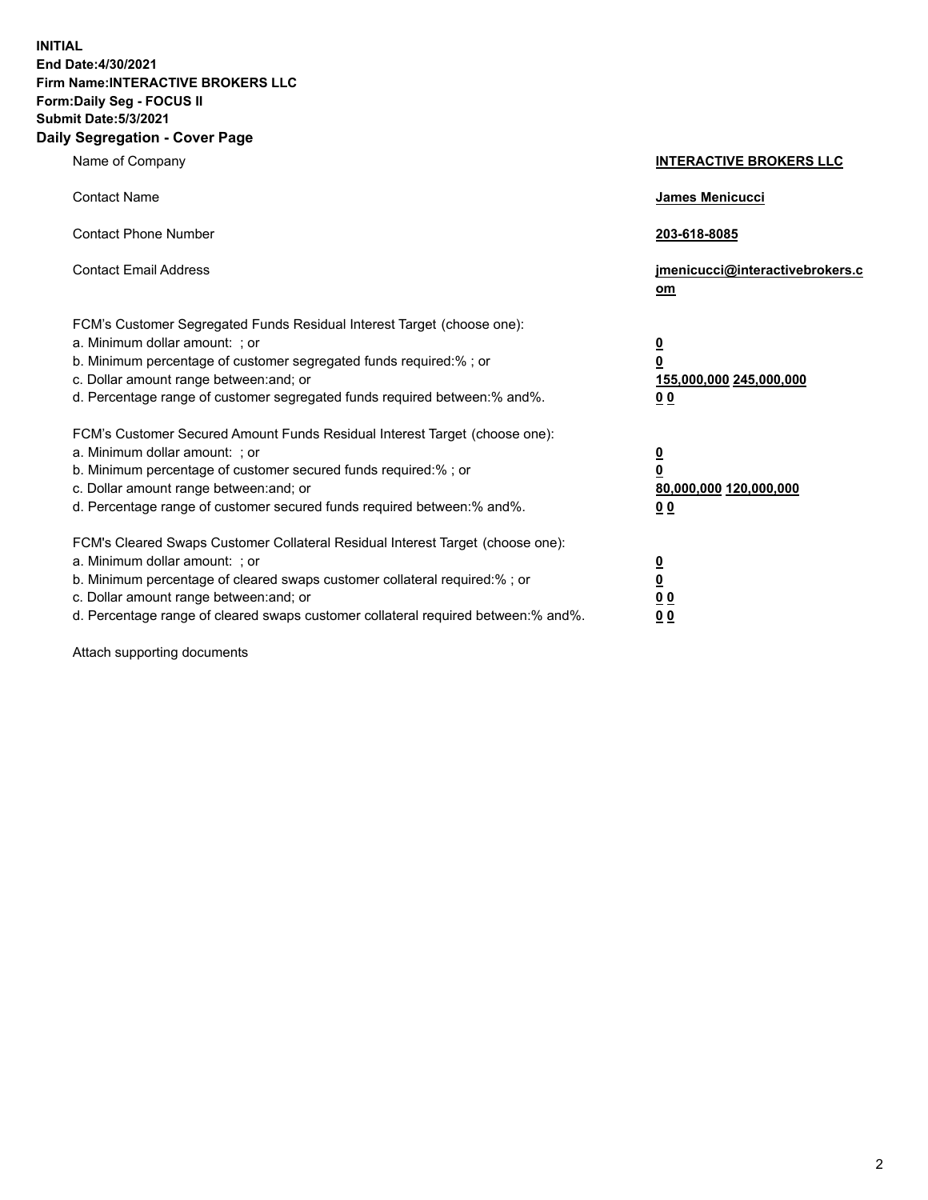**INITIAL**
**End Date:4/30/2021**
**Firm Name:INTERACTIVE BROKERS LLC**
**Form:Daily Seg - FOCUS II**
**Submit Date:5/3/2021**

## Daily Segregation - Cover Page

| | |
|---|---|
| Name of Company | **INTERACTIVE BROKERS LLC** |
| Contact Name | **James Menicucci** |
| Contact Phone Number | **203-618-8085** |
| Contact Email Address | **jmenicucci@interactivebrokers.com** |
| FCM's Customer Segregated Funds Residual Interest Target (choose one): | |
| a. Minimum dollar amount: ; or | **0** |
| b. Minimum percentage of customer segregated funds required:% ; or | **0** |
| c. Dollar amount range between:and; or | **155,000,000 245,000,000** |
| d. Percentage range of customer segregated funds required between:% and%. | **0 0** |
| FCM's Customer Secured Amount Funds Residual Interest Target (choose one): | |
| a. Minimum dollar amount: ; or | **0** |
| b. Minimum percentage of customer secured funds required:% ; or | **0** |
| c. Dollar amount range between:and; or | **80,000,000 120,000,000** |
| d. Percentage range of customer secured funds required between:% and%. | **0 0** |
| FCM's Cleared Swaps Customer Collateral Residual Interest Target (choose one): | |
| a. Minimum dollar amount: ; or | **0** |
| b. Minimum percentage of cleared swaps customer collateral required:% ; or | **0** |
| c. Dollar amount range between:and; or | **0 0** |
| d. Percentage range of cleared swaps customer collateral required between:% and%. | **0 0** |

Attach supporting documents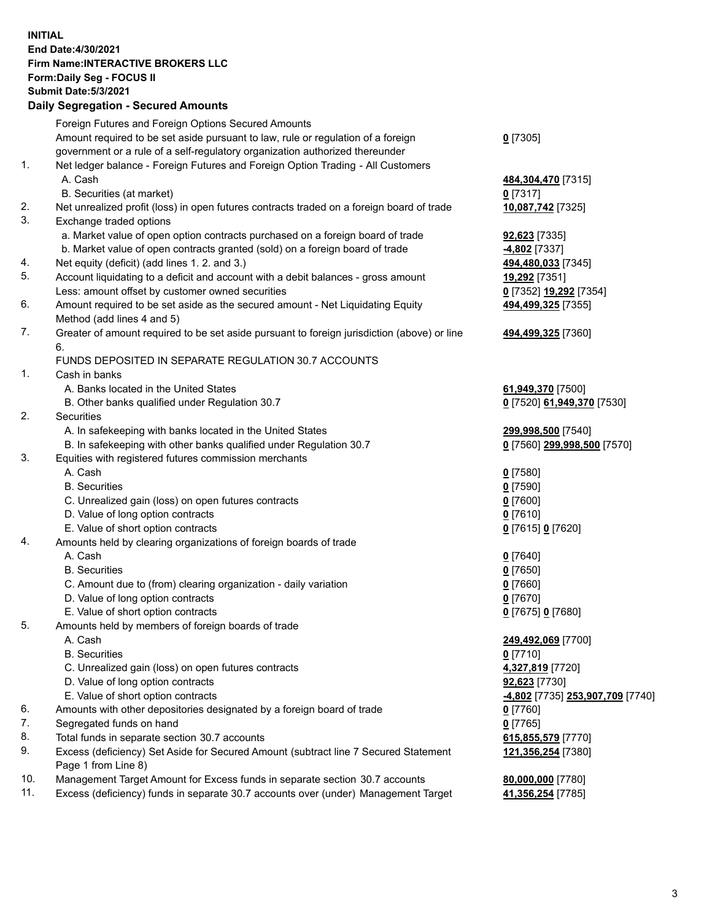**INITIAL**
**End Date:4/30/2021**
**Firm Name:INTERACTIVE BROKERS LLC**
**Form:Daily Seg - FOCUS II**
**Submit Date:5/3/2021**

## Daily Segregation - Secured Amounts

| | | |
|---|---|---|
| | Foreign Futures and Foreign Options Secured Amounts | |
| | Amount required to be set aside pursuant to law, rule or regulation of a foreign government or a rule of a self-regulatory organization authorized thereunder | **0** [7305] |
| 1. | Net ledger balance - Foreign Futures and Foreign Option Trading - All Customers | |
| | A. Cash | **484,304,470** [7315] |
| | B. Securities (at market) | **0** [7317] |
| 2. | Net unrealized profit (loss) in open futures contracts traded on a foreign board of trade | **10,087,742** [7325] |
| 3. | Exchange traded options | |
| | a. Market value of open option contracts purchased on a foreign board of trade | **92,623** [7335] |
| | b. Market value of open contracts granted (sold) on a foreign board of trade | **-4,802** [7337] |
| 4. | Net equity (deficit) (add lines 1. 2. and 3.) | **494,480,033** [7345] |
| 5. | Account liquidating to a deficit and account with a debit balances - gross amount | **19,292** [7351] |
| | Less: amount offset by customer owned securities | **0** [7352] **19,292** [7354] |
| 6. | Amount required to be set aside as the secured amount - Net Liquidating Equity Method (add lines 4 and 5) | **494,499,325** [7355] |
| 7. | Greater of amount required to be set aside pursuant to foreign jurisdiction (above) or line 6. | **494,499,325** [7360] |
| | FUNDS DEPOSITED IN SEPARATE REGULATION 30.7 ACCOUNTS | |
| 1. | Cash in banks | |
| | A. Banks located in the United States | **61,949,370** [7500] |
| | B. Other banks qualified under Regulation 30.7 | **0** [7520] **61,949,370** [7530] |
| 2. | Securities | |
| | A. In safekeeping with banks located in the United States | **299,998,500** [7540] |
| | B. In safekeeping with other banks qualified under Regulation 30.7 | **0** [7560] **299,998,500** [7570] |
| 3. | Equities with registered futures commission merchants | |
| | A. Cash | **0** [7580] |
| | B. Securities | **0** [7590] |
| | C. Unrealized gain (loss) on open futures contracts | **0** [7600] |
| | D. Value of long option contracts | **0** [7610] |
| | E. Value of short option contracts | **0** [7615] **0** [7620] |
| 4. | Amounts held by clearing organizations of foreign boards of trade | |
| | A. Cash | **0** [7640] |
| | B. Securities | **0** [7650] |
| | C. Amount due to (from) clearing organization - daily variation | **0** [7660] |
| | D. Value of long option contracts | **0** [7670] |
| | E. Value of short option contracts | **0** [7675] **0** [7680] |
| 5. | Amounts held by members of foreign boards of trade | |
| | A. Cash | **249,492,069** [7700] |
| | B. Securities | **0** [7710] |
| | C. Unrealized gain (loss) on open futures contracts | **4,327,819** [7720] |
| | D. Value of long option contracts | **92,623** [7730] |
| | E. Value of short option contracts | **-4,802** [7735] **253,907,709** [7740] |
| 6. | Amounts with other depositories designated by a foreign board of trade | **0** [7760] |
| 7. | Segregated funds on hand | **0** [7765] |
| 8. | Total funds in separate section 30.7 accounts | **615,855,579** [7770] |
| 9. | Excess (deficiency) Set Aside for Secured Amount (subtract line 7 Secured Statement Page 1 from Line 8) | **121,356,254** [7380] |
| 10. | Management Target Amount for Excess funds in separate section 30.7 accounts | **80,000,000** [7780] |
| 11. | Excess (deficiency) funds in separate 30.7 accounts over (under) Management Target | **41,356,254** [7785] |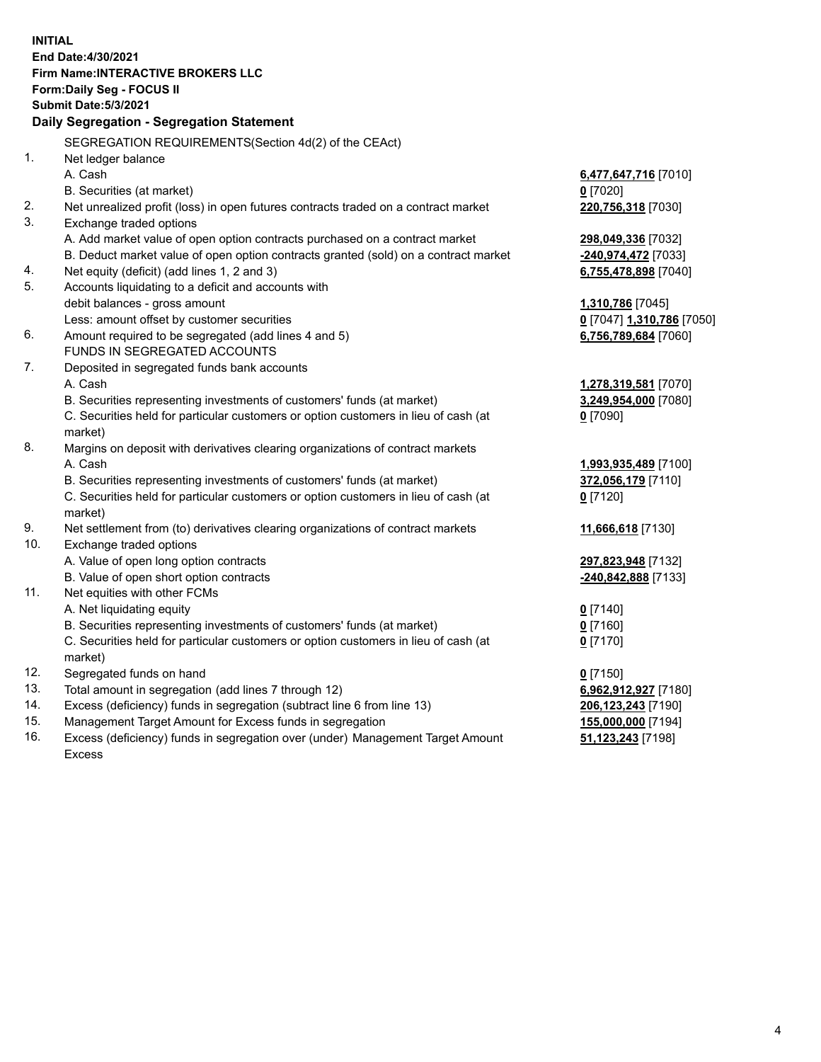**INITIAL**
**End Date:4/30/2021**
**Firm Name:INTERACTIVE BROKERS LLC**
**Form:Daily Seg - FOCUS II**
**Submit Date:5/3/2021**

## Daily Segregation - Segregation Statement

SEGREGATION REQUIREMENTS(Section 4d(2) of the CEAct)

| | | |
|---|---|---|
| 1. | Net ledger balance | |
| | A. Cash | **6,477,647,716** [7010] |
| | B. Securities (at market) | **0** [7020] |
| 2. | Net unrealized profit (loss) in open futures contracts traded on a contract market | **220,756,318** [7030] |
| 3. | Exchange traded options | |
| | A. Add market value of open option contracts purchased on a contract market | **298,049,336** [7032] |
| | B. Deduct market value of open option contracts granted (sold) on a contract market | **-240,974,472** [7033] |
| 4. | Net equity (deficit) (add lines 1, 2 and 3) | **6,755,478,898** [7040] |
| 5. | Accounts liquidating to a deficit and accounts with | |
| | debit balances - gross amount | **1,310,786** [7045] |
| | Less: amount offset by customer securities | **0** [7047] **1,310,786** [7050] |
| 6. | Amount required to be segregated (add lines 4 and 5) | **6,756,789,684** [7060] |
| | FUNDS IN SEGREGATED ACCOUNTS | |
| 7. | Deposited in segregated funds bank accounts | |
| | A. Cash | **1,278,319,581** [7070] |
| | B. Securities representing investments of customers' funds (at market) | **3,249,954,000** [7080] |
| | C. Securities held for particular customers or option customers in lieu of cash (at market) | **0** [7090] |
| 8. | Margins on deposit with derivatives clearing organizations of contract markets | |
| | A. Cash | **1,993,935,489** [7100] |
| | B. Securities representing investments of customers' funds (at market) | **372,056,179** [7110] |
| | C. Securities held for particular customers or option customers in lieu of cash (at market) | **0** [7120] |
| 9. | Net settlement from (to) derivatives clearing organizations of contract markets | **11,666,618** [7130] |
| 10. | Exchange traded options | |
| | A. Value of open long option contracts | **297,823,948** [7132] |
| | B. Value of open short option contracts | **-240,842,888** [7133] |
| 11. | Net equities with other FCMs | |
| | A. Net liquidating equity | **0** [7140] |
| | B. Securities representing investments of customers' funds (at market) | **0** [7160] |
| | C. Securities held for particular customers or option customers in lieu of cash (at market) | **0** [7170] |
| 12. | Segregated funds on hand | **0** [7150] |
| 13. | Total amount in segregation (add lines 7 through 12) | **6,962,912,927** [7180] |
| 14. | Excess (deficiency) funds in segregation (subtract line 6 from line 13) | **206,123,243** [7190] |
| 15. | Management Target Amount for Excess funds in segregation | **155,000,000** [7194] |
| 16. | Excess (deficiency) funds in segregation over (under) Management Target Amount Excess | **51,123,243** [7198] |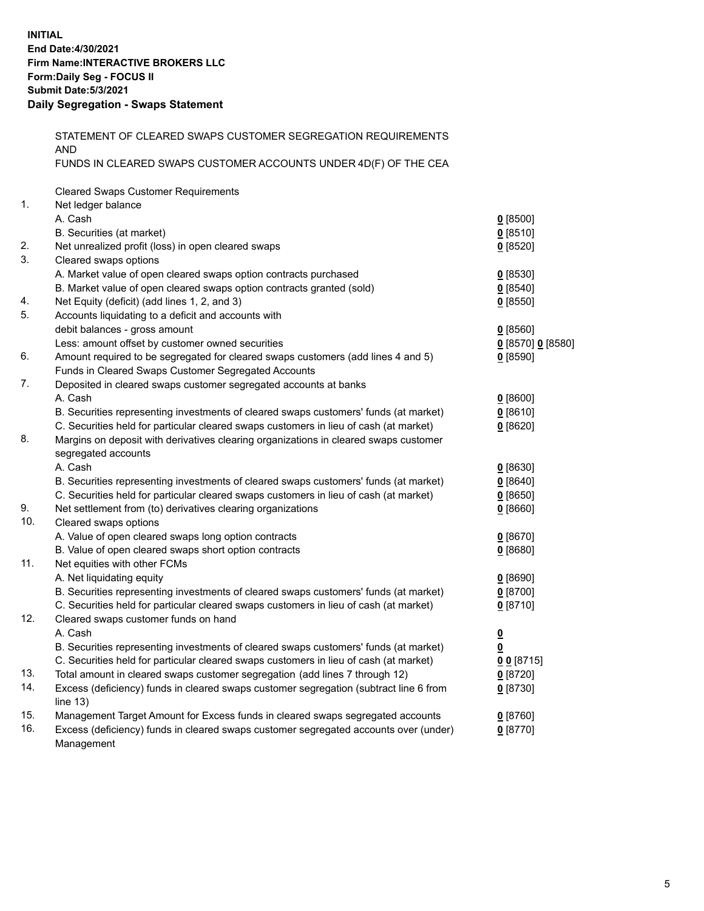**INITIAL**
**End Date:4/30/2021**
**Firm Name:INTERACTIVE BROKERS LLC**
**Form:Daily Seg - FOCUS II**
**Submit Date:5/3/2021**
**Daily Segregation - Swaps Statement**

STATEMENT OF CLEARED SWAPS CUSTOMER SEGREGATION REQUIREMENTS AND FUNDS IN CLEARED SWAPS CUSTOMER ACCOUNTS UNDER 4D(F) OF THE CEA

| | | |
|---|---|---|
| | Cleared Swaps Customer Requirements | |
| 1. | Net ledger balance | |
| | A. Cash | 0 [8500] |
| | B. Securities (at market) | 0 [8510] |
| 2. | Net unrealized profit (loss) in open cleared swaps | 0 [8520] |
| 3. | Cleared swaps options | |
| | A. Market value of open cleared swaps option contracts purchased | 0 [8530] |
| | B. Market value of open cleared swaps option contracts granted (sold) | 0 [8540] |
| 4. | Net Equity (deficit) (add lines 1, 2, and 3) | 0 [8550] |
| 5. | Accounts liquidating to a deficit and accounts with debit balances - gross amount | 0 [8560] |
| | Less: amount offset by customer owned securities | 0 [8570] 0 [8580] |
| 6. | Amount required to be segregated for cleared swaps customers (add lines 4 and 5) | 0 [8590] |
| | Funds in Cleared Swaps Customer Segregated Accounts | |
| 7. | Deposited in cleared swaps customer segregated accounts at banks | |
| | A. Cash | 0 [8600] |
| | B. Securities representing investments of cleared swaps customers' funds (at market) | 0 [8610] |
| | C. Securities held for particular cleared swaps customers in lieu of cash (at market) | 0 [8620] |
| 8. | Margins on deposit with derivatives clearing organizations in cleared swaps customer segregated accounts | |
| | A. Cash | 0 [8630] |
| | B. Securities representing investments of cleared swaps customers' funds (at market) | 0 [8640] |
| | C. Securities held for particular cleared swaps customers in lieu of cash (at market) | 0 [8650] |
| 9. | Net settlement from (to) derivatives clearing organizations | 0 [8660] |
| 10. | Cleared swaps options | |
| | A. Value of open cleared swaps long option contracts | 0 [8670] |
| | B. Value of open cleared swaps short option contracts | 0 [8680] |
| 11. | Net equities with other FCMs | |
| | A. Net liquidating equity | 0 [8690] |
| | B. Securities representing investments of cleared swaps customers' funds (at market) | 0 [8700] |
| | C. Securities held for particular cleared swaps customers in lieu of cash (at market) | 0 [8710] |
| 12. | Cleared swaps customer funds on hand | |
| | A. Cash | 0 |
| | B. Securities representing investments of cleared swaps customers' funds (at market) | 0 |
| | C. Securities held for particular cleared swaps customers in lieu of cash (at market) | 0 0 [8715] |
| 13. | Total amount in cleared swaps customer segregation (add lines 7 through 12) | 0 [8720] |
| 14. | Excess (deficiency) funds in cleared swaps customer segregation (subtract line 6 from line 13) | 0 [8730] |
| 15. | Management Target Amount for Excess funds in cleared swaps segregated accounts | 0 [8760] |
| 16. | Excess (deficiency) funds in cleared swaps customer segregated accounts over (under) Management | 0 [8770] |